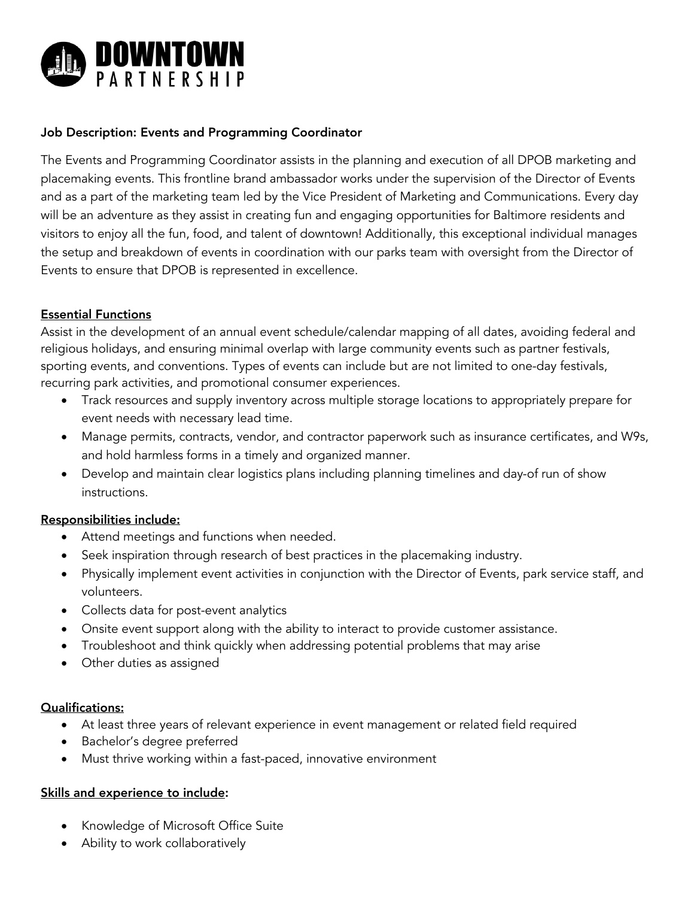# DOWNTOWN PARTNERSHIP

**Job Description: Events and Programming Coordinator**

The Events and Programming Coordinator assists in the planning and execution of all DPOB marketing and placemaking events. This frontline brand ambassador works under the supervision of the Director of Events and as a part of the marketing team led by the Vice President of Marketing and Communications. Every day will be an adventure as they assist in creating fun and engaging opportunities for Baltimore residents and visitors to enjoy all the fun, food, and talent of downtown! Additionally, this exceptional individual manages the setup and breakdown of events in coordination with our parks team with oversight from the Director of Events to ensure that DPOB is represented in excellence.

**Essential Functions**

Assist in the development of an annual event schedule/calendar mapping of all dates, avoiding federal and religious holidays, and ensuring minimal overlap with large community events such as partner festivals, sporting events, and conventions. Types of events can include but are not limited to one-day festivals, recurring park activities, and promotional consumer experiences.

- Track resources and supply inventory across multiple storage locations to appropriately prepare for event needs with necessary lead time.
- Manage permits, contracts, vendor, and contractor paperwork such as insurance certificates, and W9s, and hold harmless forms in a timely and organized manner.
- Develop and maintain clear logistics plans including planning timelines and day-of run of show instructions.

**Responsibilities include:**

- Attend meetings and functions when needed.
- Seek inspiration through research of best practices in the placemaking industry.
- Physically implement event activities in conjunction with the Director of Events, park service staff, and volunteers.
- Collects data for post-event analytics
- Onsite event support along with the ability to interact to provide customer assistance.
- Troubleshoot and think quickly when addressing potential problems that may arise
- Other duties as assigned

**Qualifications:**

- At least three years of relevant experience in event management or related field required
- Bachelor's degree preferred
- Must thrive working within a fast-paced, innovative environment

**Skills and experience to include:**

- Knowledge of Microsoft Office Suite
- Ability to work collaboratively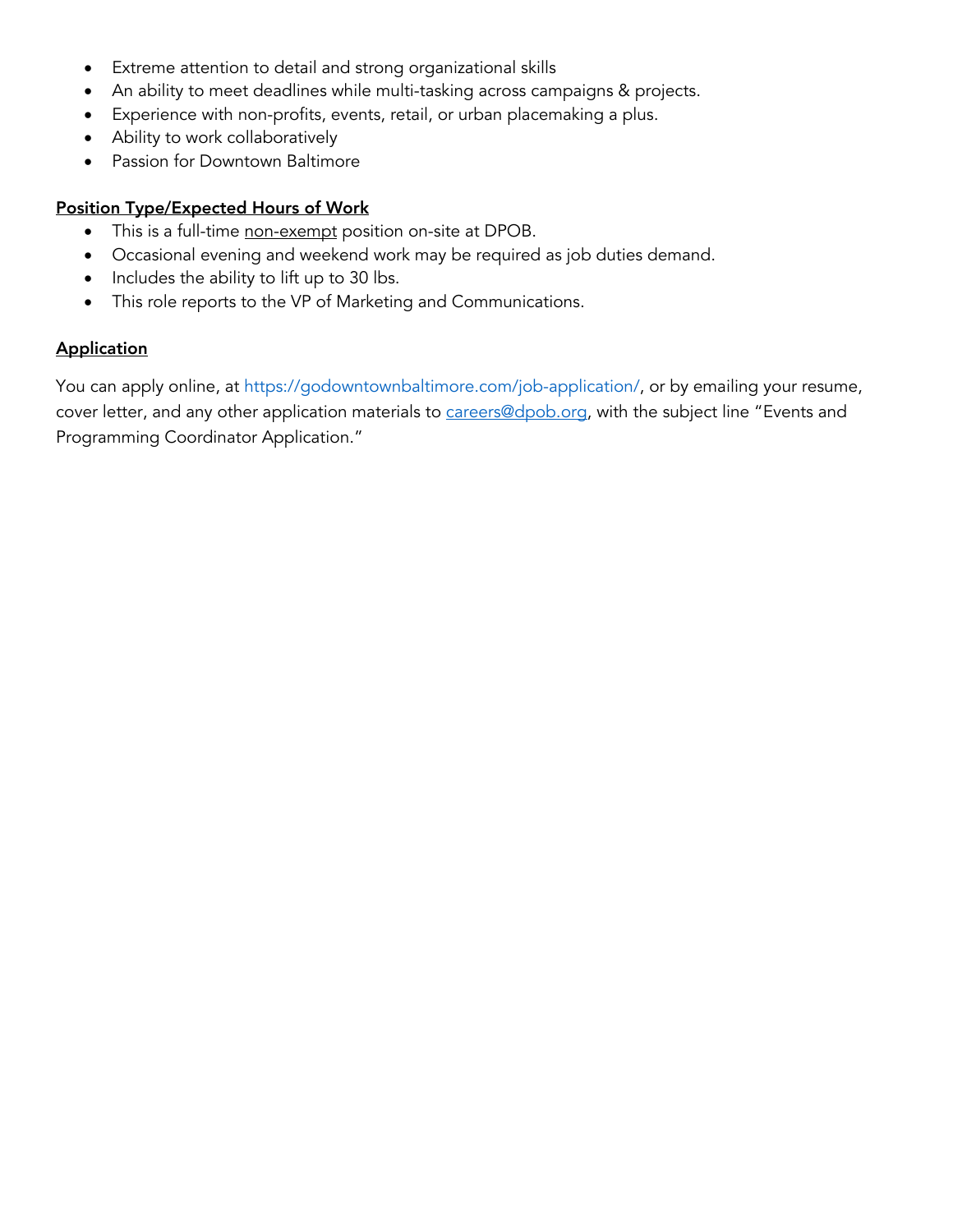- Extreme attention to detail and strong organizational skills
- An ability to meet deadlines while multi-tasking across campaigns & projects.
- Experience with non-profits, events, retail, or urban placemaking a plus.
- Ability to work collaboratively
- Passion for Downtown Baltimore

## Position Type/Expected Hours of Work

- This is a full-time non-exempt position on-site at DPOB.
- Occasional evening and weekend work may be required as job duties demand.
- Includes the ability to lift up to 30 lbs.
- This role reports to the VP of Marketing and Communications.

## Application

You can apply online, at https://godowntownbaltimore.com/job-application/, or by emailing your resume, cover letter, and any other application materials to careers@dpob.org, with the subject line "Events and Programming Coordinator Application."